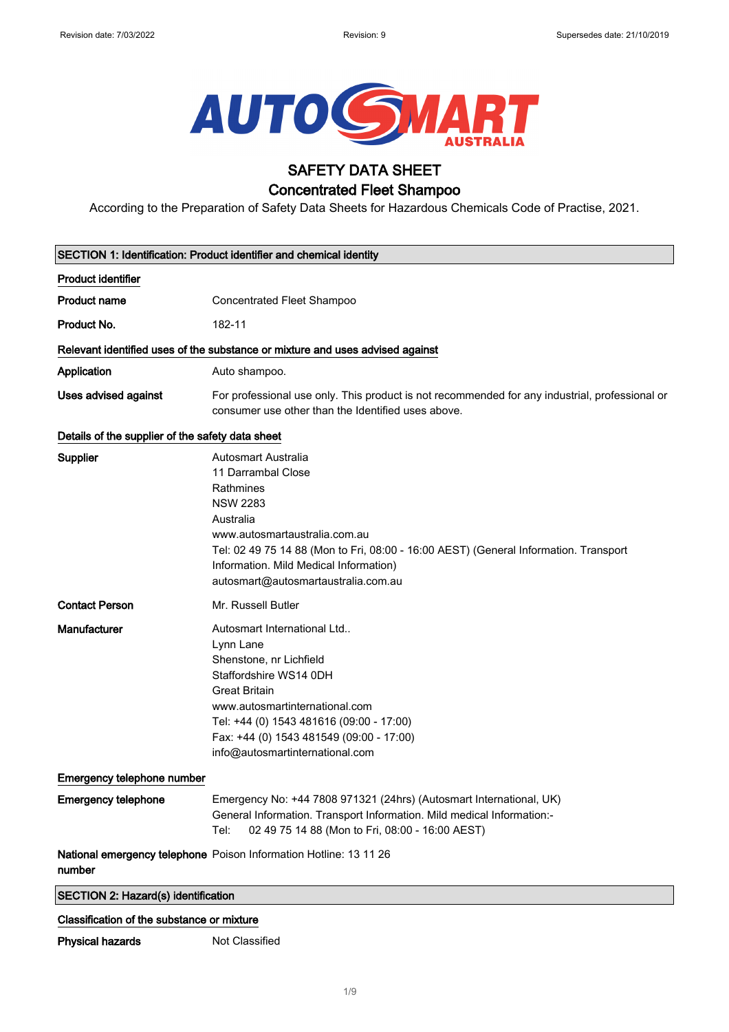# SAFETY DATA SHEET

## Concentrated Fleet Shampoo

According to the Preparation of Safety Data Sheets for Hazardous Chemicals Code of Practise, 2021.

## SECTION 1: Identification: Product identifier and chemical identity

### Product identifier

**Product name** Concentrated Fleet Shampoo

**Product No.** 182-11

### Relevant identified uses of the substance or mixture and uses advised against

**Application** Auto shampoo.

**Uses advised against** For professional use only. This product is not recommended for any industrial, professional or consumer use other than the Identified uses above.

### Details of the supplier of the safety data sheet

**Supplier**
Autosmart Australia
11 Darrambal Close
Rathmines
NSW 2283
Australia
www.autosmartaustralia.com.au
Tel: 02 49 75 14 88 (Mon to Fri, 08:00 - 16:00 AEST) (General Information. Transport Information. Mild Medical Information)
autosmart@autosmartaustralia.com.au

**Contact Person** Mr. Russell Butler

**Manufacturer**
Autosmart International Ltd..
Lynn Lane
Shenstone, nr Lichfield
Staffordshire WS14 0DH
Great Britain
www.autosmartinternational.com
Tel: +44 (0) 1543 481616 (09:00 - 17:00)
Fax: +44 (0) 1543 481549 (09:00 - 17:00)
info@autosmartinternational.com

### Emergency telephone number

**Emergency telephone** Emergency No: +44 7808 971321 (24hrs) (Autosmart International, UK)
General Information. Transport Information. Mild medical Information:-
Tel: 02 49 75 14 88 (Mon to Fri, 08:00 - 16:00 AEST)

**National emergency telephone number** Poison Information Hotline: 13 11 26

## SECTION 2: Hazard(s) identification

### Classification of the substance or mixture

**Physical hazards** Not Classified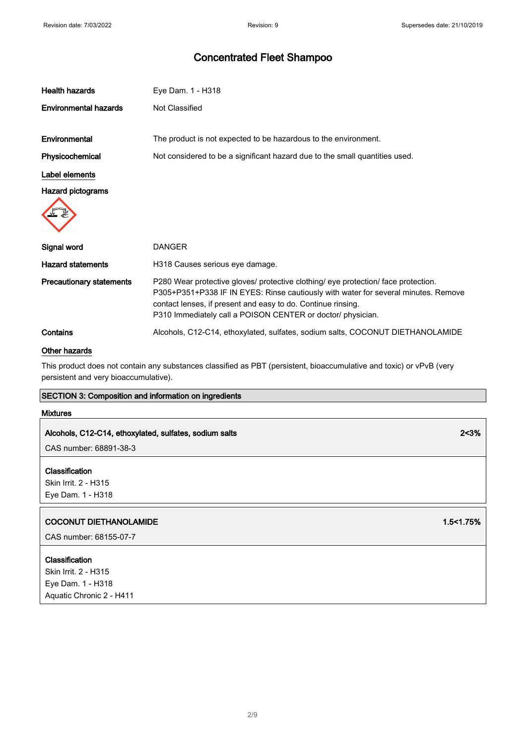# Concentrated Fleet Shampoo

**Health hazards** Eye Dam. 1 - H318

**Environmental hazards** Not Classified

**Environmental** The product is not expected to be hazardous to the environment.

**Physicochemical** Not considered to be a significant hazard due to the small quantities used.

**Label elements**

**Hazard pictograms**

**Signal word** DANGER

**Hazard statements** H318 Causes serious eye damage.

**Precautionary statements** P280 Wear protective gloves/ protective clothing/ eye protection/ face protection.
P305+P351+P338 IF IN EYES: Rinse cautiously with water for several minutes. Remove contact lenses, if present and easy to do. Continue rinsing.
P310 Immediately call a POISON CENTER or doctor/ physician.

**Contains** Alcohols, C12-C14, ethoxylated, sulfates, sodium salts, COCONUT DIETHANOLAMIDE

**Other hazards**

This product does not contain any substances classified as PBT (persistent, bioaccumulative and toxic) or vPvB (very persistent and very bioaccumulative).

## SECTION 3: Composition and information on ingredients

**Mixtures**

**Alcohols, C12-C14, ethoxylated, sulfates, sodium salts** **2<3%**

CAS number: 68891-38-3

**Classification**
Skin Irrit. 2 - H315
Eye Dam. 1 - H318

**COCONUT DIETHANOLAMIDE** **1.5<1.75%**

CAS number: 68155-07-7

**Classification**
Skin Irrit. 2 - H315
Eye Dam. 1 - H318
Aquatic Chronic 2 - H411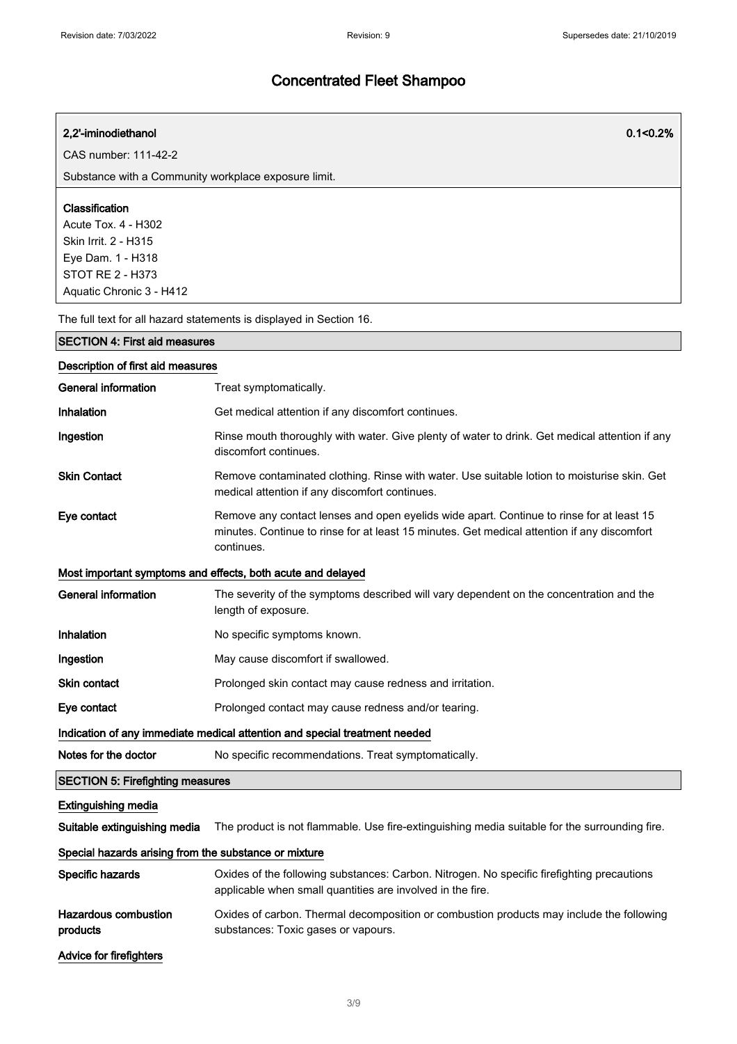| 2,2'-iminodiethanol | 0.1<0.2% |
|---|---|
| CAS number: 111-42-2 | |
| Substance with a Community workplace exposure limit. | |
| **Classification**<br>Acute Tox. 4 - H302<br>Skin Irrit. 2 - H315<br>Eye Dam. 1 - H318<br>STOT RE 2 - H373<br>Aquatic Chronic 3 - H412 | |

The full text for all hazard statements is displayed in Section 16.

## SECTION 4: First aid measures

### Description of first aid measures

| | |
|---|---|
| **General information** | Treat symptomatically. |
| **Inhalation** | Get medical attention if any discomfort continues. |
| **Ingestion** | Rinse mouth thoroughly with water. Give plenty of water to drink. Get medical attention if any discomfort continues. |
| **Skin Contact** | Remove contaminated clothing. Rinse with water. Use suitable lotion to moisturise skin. Get medical attention if any discomfort continues. |
| **Eye contact** | Remove any contact lenses and open eyelids wide apart. Continue to rinse for at least 15 minutes. Continue to rinse for at least 15 minutes. Get medical attention if any discomfort continues. |

### Most important symptoms and effects, both acute and delayed

| | |
|---|---|
| **General information** | The severity of the symptoms described will vary dependent on the concentration and the length of exposure. |
| **Inhalation** | No specific symptoms known. |
| **Ingestion** | May cause discomfort if swallowed. |
| **Skin contact** | Prolonged skin contact may cause redness and irritation. |
| **Eye contact** | Prolonged contact may cause redness and/or tearing. |

### Indication of any immediate medical attention and special treatment needed

| | |
|---|---|
| **Notes for the doctor** | No specific recommendations. Treat symptomatically. |

## SECTION 5: Firefighting measures

### Extinguishing media

| | |
|---|---|
| **Suitable extinguishing media** | The product is not flammable. Use fire-extinguishing media suitable for the surrounding fire. |

### Special hazards arising from the substance or mixture

| | |
|---|---|
| **Specific hazards** | Oxides of the following substances: Carbon. Nitrogen. No specific firefighting precautions applicable when small quantities are involved in the fire. |
| **Hazardous combustion products** | Oxides of carbon. Thermal decomposition or combustion products may include the following substances: Toxic gases or vapours. |

### Advice for firefighters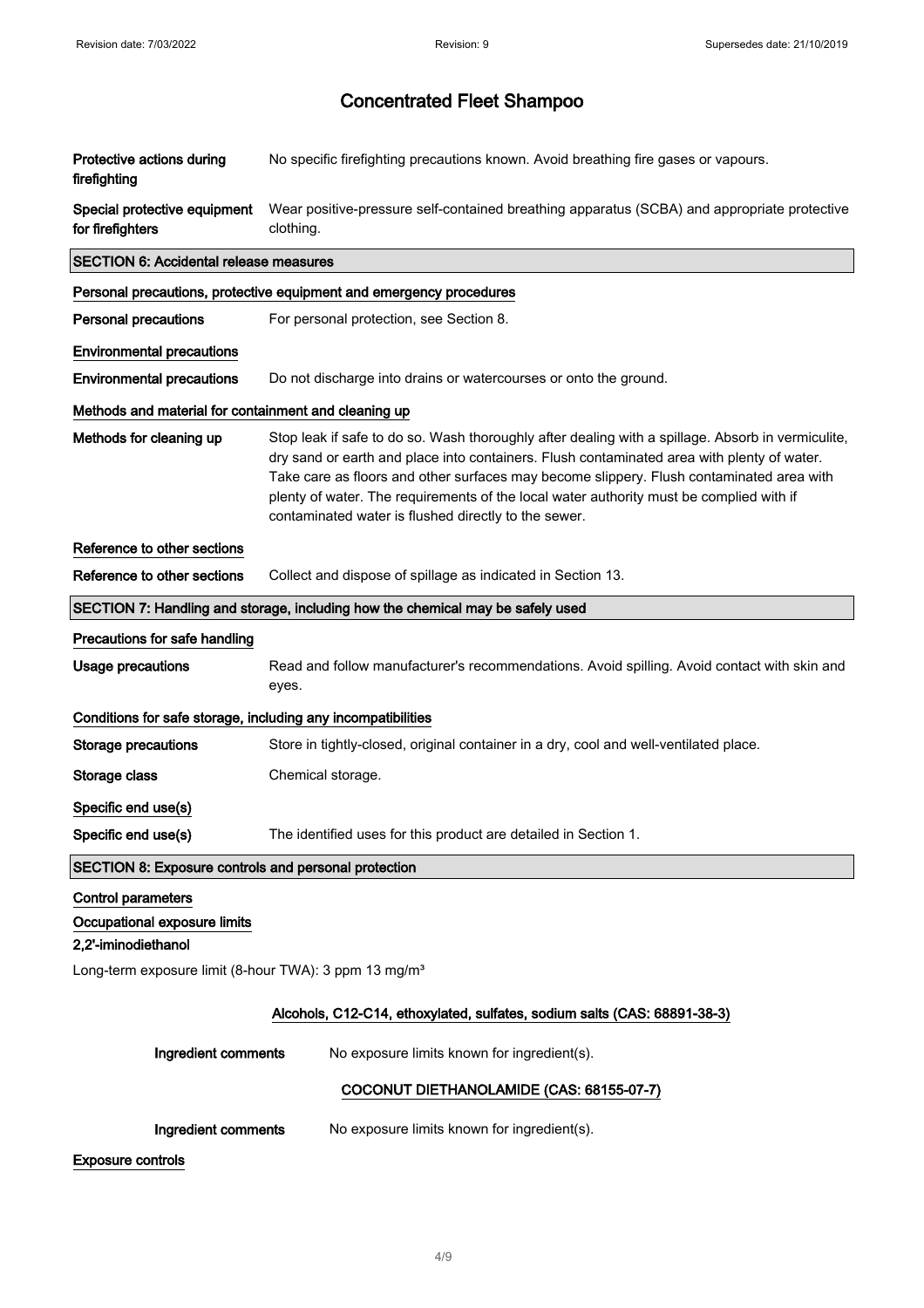# Concentrated Fleet Shampoo

| | |
|---|---|
| **Protective actions during firefighting** | No specific firefighting precautions known. Avoid breathing fire gases or vapours. |
| **Special protective equipment for firefighters** | Wear positive-pressure self-contained breathing apparatus (SCBA) and appropriate protective clothing. |

## SECTION 6: Accidental release measures

### Personal precautions, protective equipment and emergency procedures

| | |
|---|---|
| **Personal precautions** | For personal protection, see Section 8. |

### Environmental precautions

| | |
|---|---|
| **Environmental precautions** | Do not discharge into drains or watercourses or onto the ground. |

### Methods and material for containment and cleaning up

| | |
|---|---|
| **Methods for cleaning up** | Stop leak if safe to do so. Wash thoroughly after dealing with a spillage. Absorb in vermiculite, dry sand or earth and place into containers. Flush contaminated area with plenty of water. Take care as floors and other surfaces may become slippery. Flush contaminated area with plenty of water. The requirements of the local water authority must be complied with if contaminated water is flushed directly to the sewer. |

### Reference to other sections

| | |
|---|---|
| **Reference to other sections** | Collect and dispose of spillage as indicated in Section 13. |

## SECTION 7: Handling and storage, including how the chemical may be safely used

### Precautions for safe handling

| | |
|---|---|
| **Usage precautions** | Read and follow manufacturer's recommendations. Avoid spilling. Avoid contact with skin and eyes. |

### Conditions for safe storage, including any incompatibilities

| | |
|---|---|
| **Storage precautions** | Store in tightly-closed, original container in a dry, cool and well-ventilated place. |
| **Storage class** | Chemical storage. |

### Specific end use(s)

| | |
|---|---|
| **Specific end use(s)** | The identified uses for this product are detailed in Section 1. |

## SECTION 8: Exposure controls and personal protection

### Control parameters

### Occupational exposure limits

**2,2'-iminodiethanol**

Long-term exposure limit (8-hour TWA): 3 ppm 13 mg/m³

**Alcohols, C12-C14, ethoxylated, sulfates, sodium salts (CAS: 68891-38-3)**

| | |
|---|---|
| **Ingredient comments** | No exposure limits known for ingredient(s). |

**COCONUT DIETHANOLAMIDE (CAS: 68155-07-7)**

| | |
|---|---|
| **Ingredient comments** | No exposure limits known for ingredient(s). |

### Exposure controls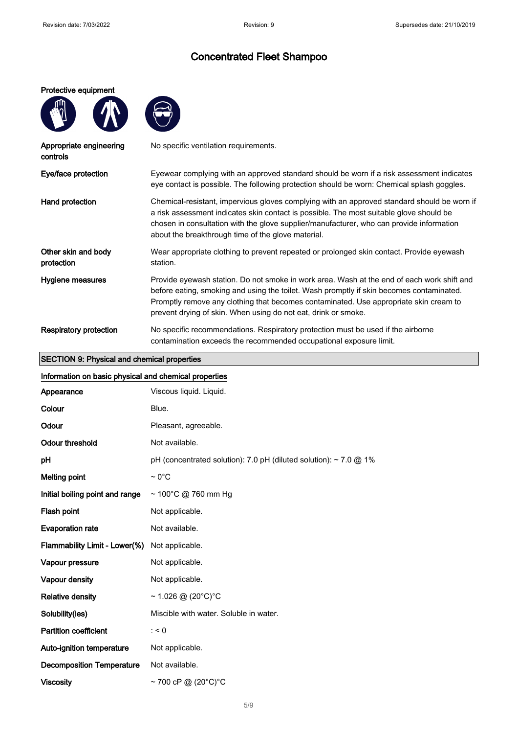# Concentrated Fleet Shampoo

**Protective equipment**

| | |
|---|---|
| **Appropriate engineering controls** | No specific ventilation requirements. |
| **Eye/face protection** | Eyewear complying with an approved standard should be worn if a risk assessment indicates eye contact is possible. The following protection should be worn: Chemical splash goggles. |
| **Hand protection** | Chemical-resistant, impervious gloves complying with an approved standard should be worn if a risk assessment indicates skin contact is possible. The most suitable glove should be chosen in consultation with the glove supplier/manufacturer, who can provide information about the breakthrough time of the glove material. |
| **Other skin and body protection** | Wear appropriate clothing to prevent repeated or prolonged skin contact. Provide eyewash station. |
| **Hygiene measures** | Provide eyewash station. Do not smoke in work area. Wash at the end of each work shift and before eating, smoking and using the toilet. Wash promptly if skin becomes contaminated. Promptly remove any clothing that becomes contaminated. Use appropriate skin cream to prevent drying of skin. When using do not eat, drink or smoke. |
| **Respiratory protection** | No specific recommendations. Respiratory protection must be used if the airborne contamination exceeds the recommended occupational exposure limit. |

## SECTION 9: Physical and chemical properties

### Information on basic physical and chemical properties

| | |
|---|---|
| **Appearance** | Viscous liquid. Liquid. |
| **Colour** | Blue. |
| **Odour** | Pleasant, agreeable. |
| **Odour threshold** | Not available. |
| **pH** | pH (concentrated solution): 7.0 pH (diluted solution): ~ 7.0 @ 1% |
| **Melting point** | ~ 0°C |
| **Initial boiling point and range** | ~ 100°C @ 760 mm Hg |
| **Flash point** | Not applicable. |
| **Evaporation rate** | Not available. |
| **Flammability Limit - Lower(%)** | Not applicable. |
| **Vapour pressure** | Not applicable. |
| **Vapour density** | Not applicable. |
| **Relative density** | ~ 1.026 @ (20°C)°C |
| **Solubility(ies)** | Miscible with water. Soluble in water. |
| **Partition coefficient** | : < 0 |
| **Auto-ignition temperature** | Not applicable. |
| **Decomposition Temperature** | Not available. |
| **Viscosity** | ~ 700 cP @ (20°C)°C |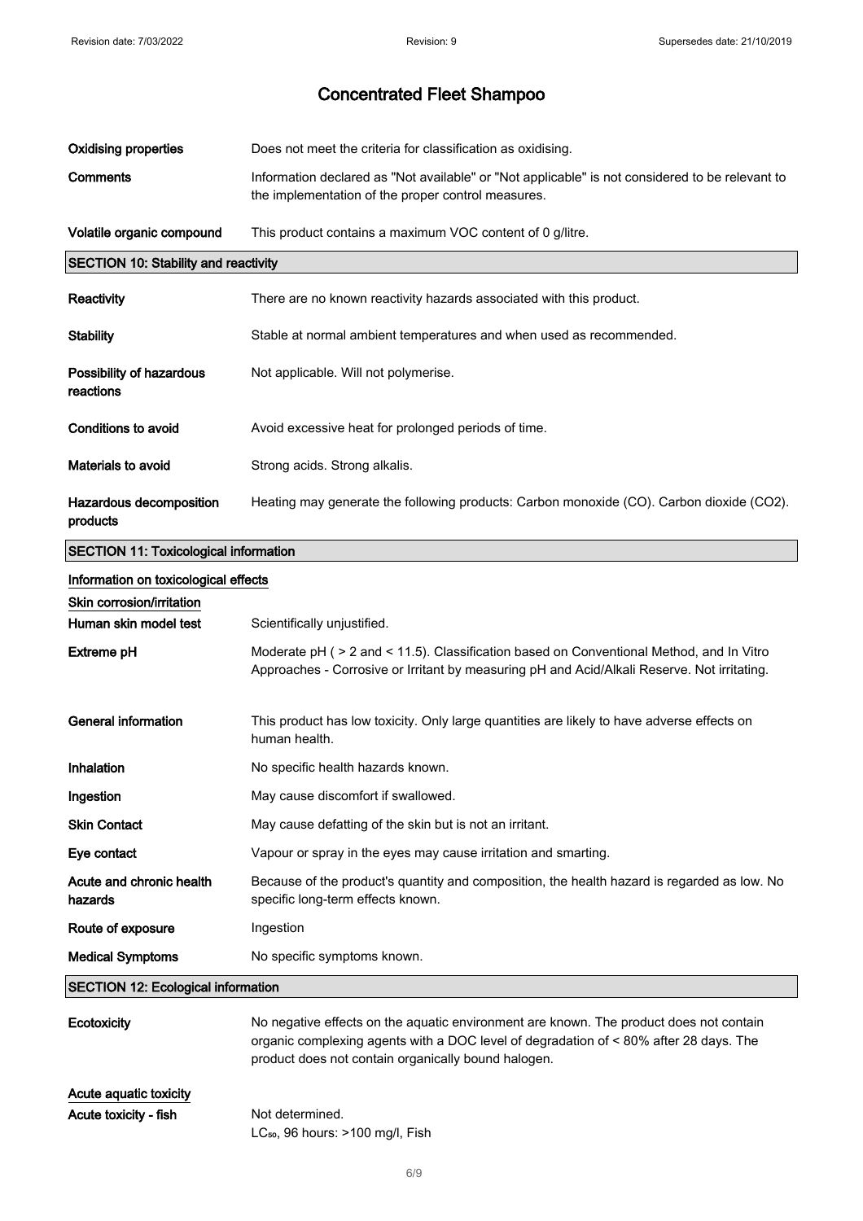# Concentrated Fleet Shampoo

| | |
|---|---|
| **Oxidising properties** | Does not meet the criteria for classification as oxidising. |
| **Comments** | Information declared as "Not available" or "Not applicable" is not considered to be relevant to the implementation of the proper control measures. |
| **Volatile organic compound** | This product contains a maximum VOC content of 0 g/litre. |

## SECTION 10: Stability and reactivity

| | |
|---|---|
| **Reactivity** | There are no known reactivity hazards associated with this product. |
| **Stability** | Stable at normal ambient temperatures and when used as recommended. |
| **Possibility of hazardous reactions** | Not applicable. Will not polymerise. |
| **Conditions to avoid** | Avoid excessive heat for prolonged periods of time. |
| **Materials to avoid** | Strong acids. Strong alkalis. |
| **Hazardous decomposition products** | Heating may generate the following products: Carbon monoxide (CO). Carbon dioxide ($CO_2$). |

## SECTION 11: Toxicological information

### Information on toxicological effects

**Skin corrosion/irritation**

| | |
|---|---|
| **Human skin model test** | Scientifically unjustified. |
| **Extreme pH** | Moderate pH ( > 2 and < 11.5). Classification based on Conventional Method, and In Vitro Approaches - Corrosive or Irritant by measuring pH and Acid/Alkali Reserve. Not irritating. |
| **General information** | This product has low toxicity. Only large quantities are likely to have adverse effects on human health. |
| **Inhalation** | No specific health hazards known. |
| **Ingestion** | May cause discomfort if swallowed. |
| **Skin Contact** | May cause defatting of the skin but is not an irritant. |
| **Eye contact** | Vapour or spray in the eyes may cause irritation and smarting. |
| **Acute and chronic health hazards** | Because of the product's quantity and composition, the health hazard is regarded as low. No specific long-term effects known. |
| **Route of exposure** | Ingestion |
| **Medical Symptoms** | No specific symptoms known. |

## SECTION 12: Ecological information

| | |
|---|---|
| **Ecotoxicity** | No negative effects on the aquatic environment are known. The product does not contain organic complexing agents with a DOC level of degradation of < 80% after 28 days. The product does not contain organically bound halogen. |

**Acute aquatic toxicity**

| | |
|---|---|
| **Acute toxicity - fish** | Not determined.<br>$LC_{50}$, 96 hours: >100 mg/l, Fish |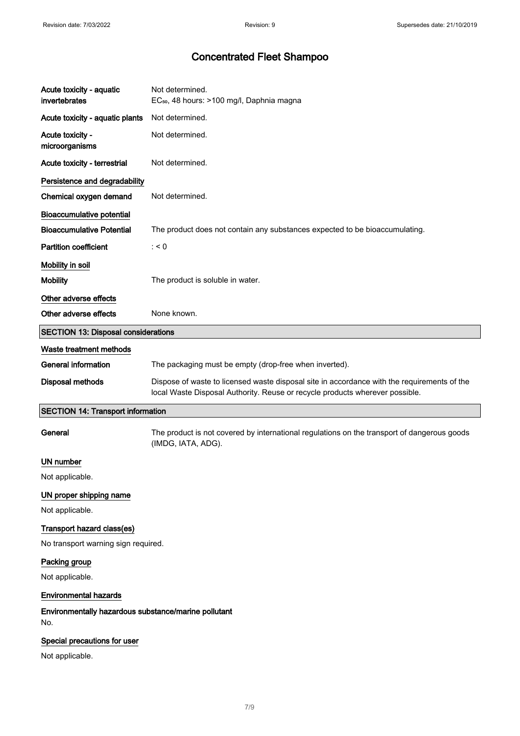# Concentrated Fleet Shampoo

| | |
|---|---|
| Acute toxicity - aquatic invertebrates | Not determined. $EC_{50}$, 48 hours: >100 mg/l, Daphnia magna |
| Acute toxicity - aquatic plants | Not determined. |
| Acute toxicity - microorganisms | Not determined. |
| Acute toxicity - terrestrial | Not determined. |

**Persistence and degradability**

| | |
|---|---|
| Chemical oxygen demand | Not determined. |

**Bioaccumulative potential**

| | |
|---|---|
| Bioaccumulative Potential | The product does not contain any substances expected to be bioaccumulating. |
| Partition coefficient | : < 0 |

**Mobility in soil**

| | |
|---|---|
| Mobility | The product is soluble in water. |

**Other adverse effects**

| | |
|---|---|
| Other adverse effects | None known. |

## SECTION 13: Disposal considerations

**Waste treatment methods**

| | |
|---|---|
| General information | The packaging must be empty (drop-free when inverted). |
| Disposal methods | Dispose of waste to licensed waste disposal site in accordance with the requirements of the local Waste Disposal Authority. Reuse or recycle products wherever possible. |

## SECTION 14: Transport information

| | |
|---|---|
| General | The product is not covered by international regulations on the transport of dangerous goods (IMDG, IATA, ADG). |

**UN number**

Not applicable.

**UN proper shipping name**

Not applicable.

**Transport hazard class(es)**

No transport warning sign required.

**Packing group**

Not applicable.

**Environmental hazards**

**Environmentally hazardous substance/marine pollutant**

No.

**Special precautions for user**

Not applicable.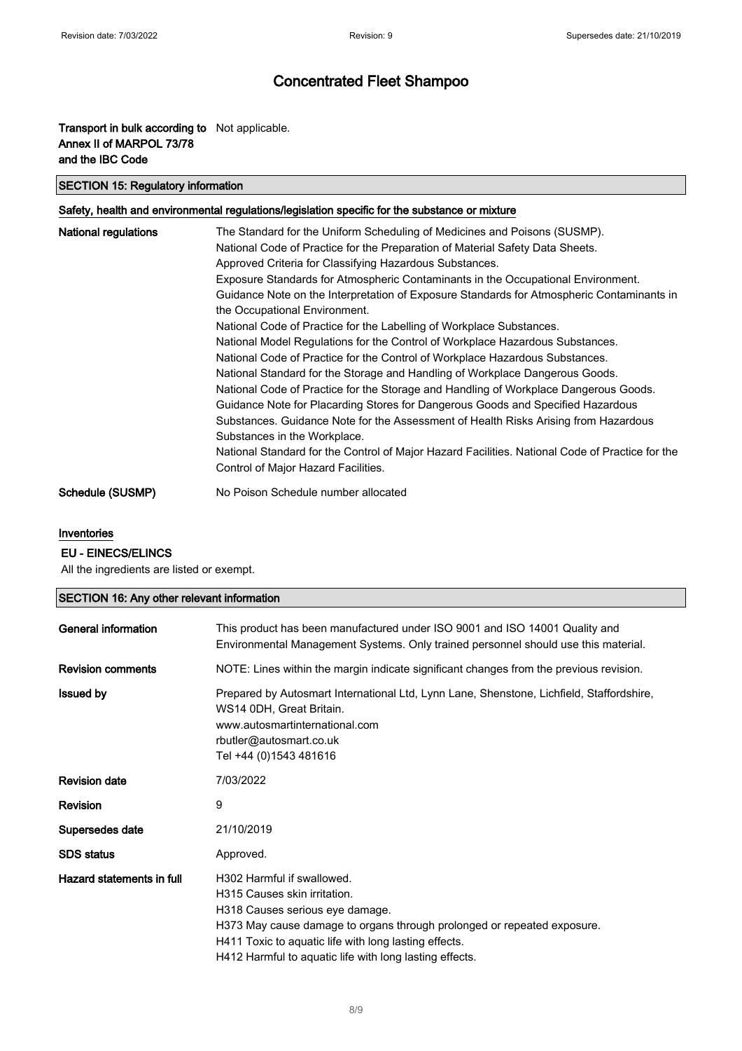# Concentrated Fleet Shampoo

**Transport in bulk according to Annex II of MARPOL 73/78 and the IBC Code** Not applicable.

## SECTION 15: Regulatory information

### Safety, health and environmental regulations/legislation specific for the substance or mixture

**National regulations**

The Standard for the Uniform Scheduling of Medicines and Poisons (SUSMP).
National Code of Practice for the Preparation of Material Safety Data Sheets.
Approved Criteria for Classifying Hazardous Substances.
Exposure Standards for Atmospheric Contaminants in the Occupational Environment.
Guidance Note on the Interpretation of Exposure Standards for Atmospheric Contaminants in the Occupational Environment.
National Code of Practice for the Labelling of Workplace Substances.
National Model Regulations for the Control of Workplace Hazardous Substances.
National Code of Practice for the Control of Workplace Hazardous Substances.
National Standard for the Storage and Handling of Workplace Dangerous Goods.
National Code of Practice for the Storage and Handling of Workplace Dangerous Goods.
Guidance Note for Placarding Stores for Dangerous Goods and Specified Hazardous Substances. Guidance Note for the Assessment of Health Risks Arising from Hazardous Substances in the Workplace.
National Standard for the Control of Major Hazard Facilities. National Code of Practice for the Control of Major Hazard Facilities.

**Schedule (SUSMP)** No Poison Schedule number allocated

### Inventories

**EU - EINECS/ELINCS**

All the ingredients are listed or exempt.

## SECTION 16: Any other relevant information

**General information** This product has been manufactured under ISO 9001 and ISO 14001 Quality and Environmental Management Systems. Only trained personnel should use this material.

**Revision comments** NOTE: Lines within the margin indicate significant changes from the previous revision.

**Issued by** Prepared by Autosmart International Ltd, Lynn Lane, Shenstone, Lichfield, Staffordshire, WS14 0DH, Great Britain.
www.autosmartinternational.com
rbutler@autosmart.co.uk
Tel +44 (0)1543 481616

**Revision date** 7/03/2022

**Revision** 9

**Supersedes date** 21/10/2019

**SDS status** Approved.

**Hazard statements in full**

H302 Harmful if swallowed.
H315 Causes skin irritation.
H318 Causes serious eye damage.
H373 May cause damage to organs through prolonged or repeated exposure.
H411 Toxic to aquatic life with long lasting effects.
H412 Harmful to aquatic life with long lasting effects.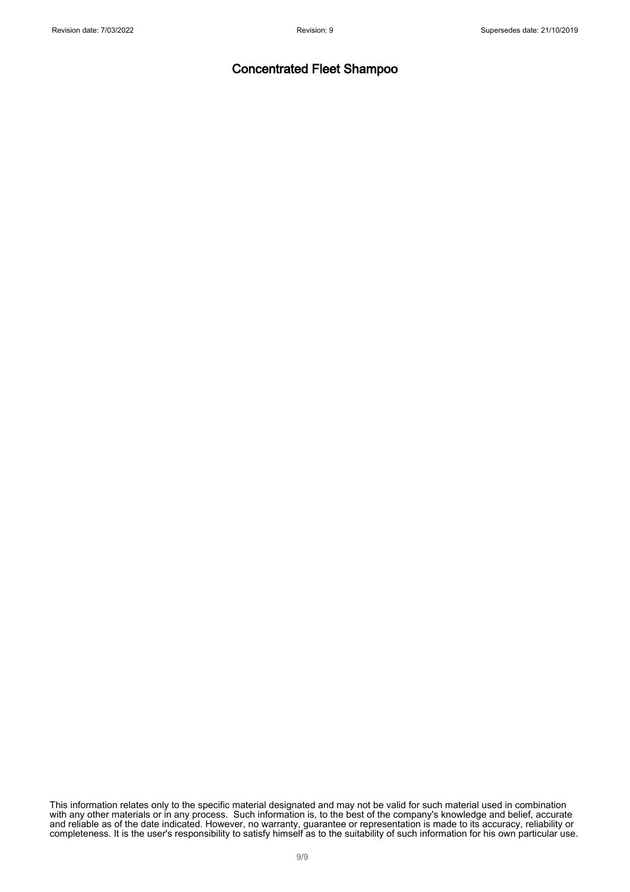This information relates only to the specific material designated and may not be valid for such material used in combination with any other materials or in any process. Such information is, to the best of the company's knowledge and belief, accurate and reliable as of the date indicated. However, no warranty, guarantee or representation is made to its accuracy, reliability or completeness. It is the user's responsibility to satisfy himself as to the suitability of such information for his own particular use.